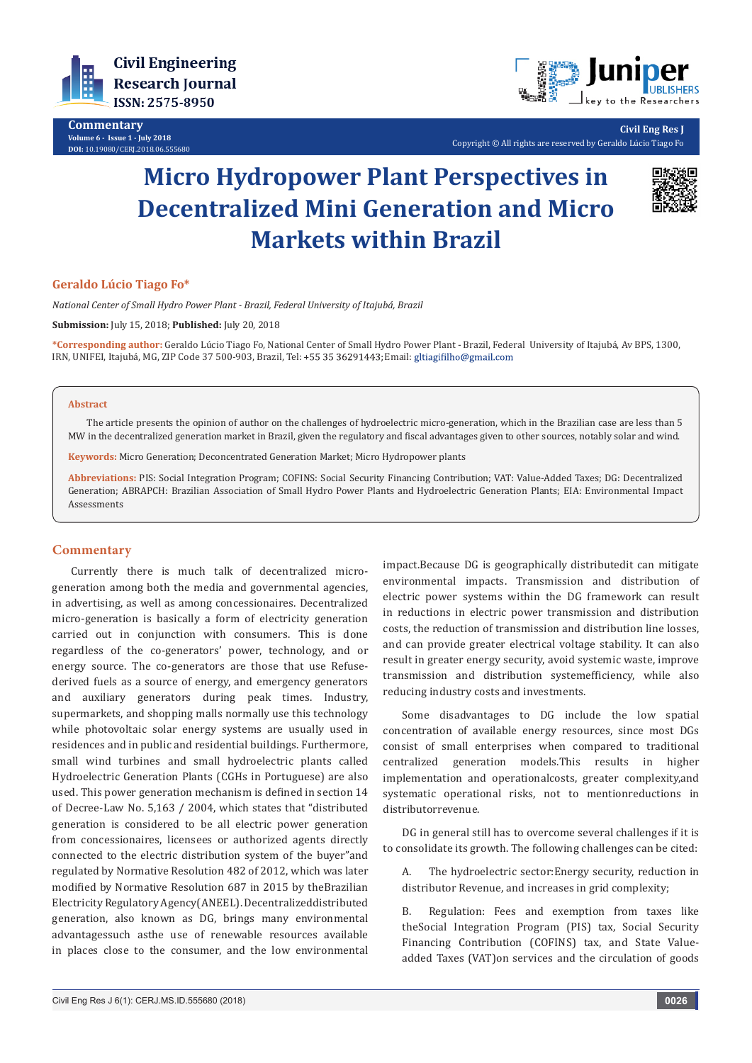Commentary
Volume 6 - Issue 1 - July 2018
DOI: 10.19080/CERJ.2018.06.555680

Copyright © All rights are reserved by Geraldo Lúcio Tiago Fo

# Micro Hydropower Plant Perspectives in Decentralized Mini Generation and Micro Markets within Brazil

**Geraldo Lúcio Tiago Fo***

*National Center of Small Hydro Power Plant - Brazil, Federal University of Itajubá, Brazil*

**Submission:** July 15, 2018; **Published:** July 20, 2018

***Corresponding author:** Geraldo Lúcio Tiago Fo, National Center of Small Hydro Power Plant - Brazil, Federal University of Itajubá, Av BPS, 1300, IRN, UNIFEI, Itajubá, MG, ZIP Code 37 500-903, Brazil, Tel: +55 35 36291443; Email: gltiagifilho@gmail.com

## Abstract

The article presents the opinion of author on the challenges of hydroelectric micro-generation, which in the Brazilian case are less than 5 MW in the decentralized generation market in Brazil, given the regulatory and fiscal advantages given to other sources, notably solar and wind.

**Keywords:** Micro Generation; Deconcentrated Generation Market; Micro Hydropower plants

**Abbreviations:** PIS: Social Integration Program; COFINS: Social Security Financing Contribution; VAT: Value-Added Taxes; DG: Decentralized Generation; ABRAPCH: Brazilian Association of Small Hydro Power Plants and Hydroelectric Generation Plants; EIA: Environmental Impact Assessments

## Commentary

Currently there is much talk of decentralized micro-generation among both the media and governmental agencies, in advertising, as well as among concessionaires. Decentralized micro-generation is basically a form of electricity generation carried out in conjunction with consumers. This is done regardless of the co-generators' power, technology, and or energy source. The co-generators are those that use Refuse-derived fuels as a source of energy, and emergency generators and auxiliary generators during peak times. Industry, supermarkets, and shopping malls normally use this technology while photovoltaic solar energy systems are usually used in residences and in public and residential buildings. Furthermore, small wind turbines and small hydroelectric plants called Hydroelectric Generation Plants (CGHs in Portuguese) are also used. This power generation mechanism is defined in section 14 of Decree-Law No. 5,163 / 2004, which states that "distributed generation is considered to be all electric power generation from concessionaires, licensees or authorized agents directly connected to the electric distribution system of the buyer"and regulated by Normative Resolution 482 of 2012, which was later modified by Normative Resolution 687 in 2015 by theBrazilian Electricity Regulatory Agency(ANEEL). Decentralizeddistributed generation, also known as DG, brings many environmental advantagessuch asthe use of renewable resources available in places close to the consumer, and the low environmental impact.Because DG is geographically distributedit can mitigate environmental impacts. Transmission and distribution of electric power systems within the DG framework can result in reductions in electric power transmission and distribution costs, the reduction of transmission and distribution line losses, and can provide greater electrical voltage stability. It can also result in greater energy security, avoid systemic waste, improve transmission and distribution systemefficiency, while also reducing industry costs and investments.

Some disadvantages to DG include the low spatial concentration of available energy resources, since most DGs consist of small enterprises when compared to traditional centralized generation models.This results in higher implementation and operationalcosts, greater complexity,and systematic operational risks, not to mentionreductions in distributorrevenue.

DG in general still has to overcome several challenges if it is to consolidate its growth. The following challenges can be cited:

A. The hydroelectric sector:Energy security, reduction in distributor Revenue, and increases in grid complexity;

B. Regulation: Fees and exemption from taxes like theSocial Integration Program (PIS) tax, Social Security Financing Contribution (COFINS) tax, and State Value-added Taxes (VAT)on services and the circulation of goods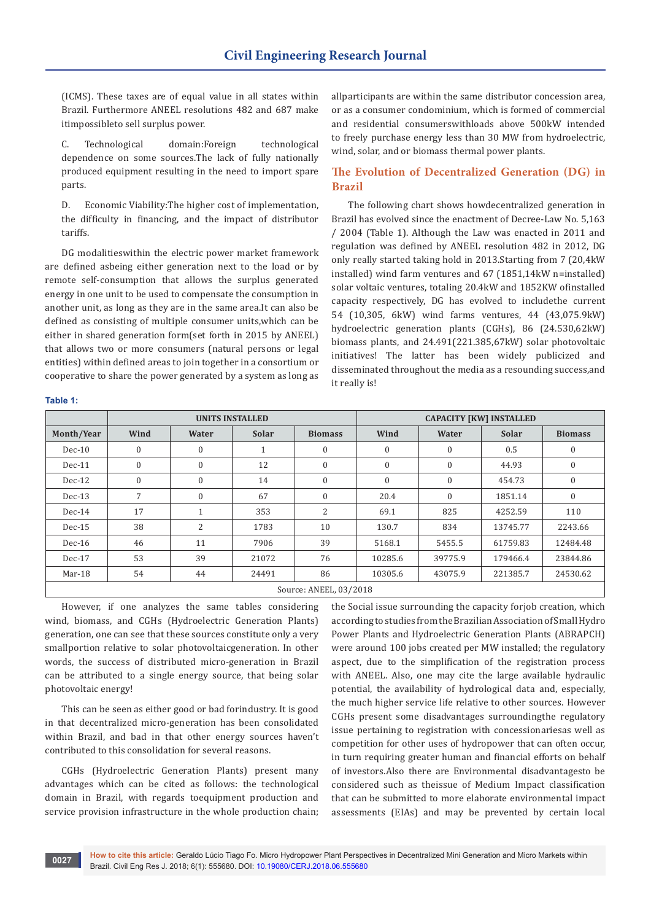(ICMS). These taxes are of equal value in all states within Brazil. Furthermore ANEEL resolutions 482 and 687 make itimpossibleto sell surplus power.

C. Technological domain:Foreign technological dependence on some sources.The lack of fully nationally produced equipment resulting in the need to import spare parts.

D. Economic Viability:The higher cost of implementation, the difficulty in financing, and the impact of distributor tariffs.

DG modalitieswithin the electric power market framework are defined asbeing either generation next to the load or by remote self-consumption that allows the surplus generated energy in one unit to be used to compensate the consumption in another unit, as long as they are in the same area.It can also be defined as consisting of multiple consumer units,which can be either in shared generation form(set forth in 2015 by ANEEL) that allows two or more consumers (natural persons or legal entities) within defined areas to join together in a consortium or cooperative to share the power generated by a system as long as allparticipants are within the same distributor concession area, or as a consumer condominium, which is formed of commercial and residential consumerswithloads above 500kW intended to freely purchase energy less than 30 MW from hydroelectric, wind, solar, and or biomass thermal power plants.

## The Evolution of Decentralized Generation (DG) in Brazil

The following chart shows howdecentralized generation in Brazil has evolved since the enactment of Decree-Law No. 5,163 / 2004 (Table 1). Although the Law was enacted in 2011 and regulation was defined by ANEEL resolution 482 in 2012, DG only really started taking hold in 2013.Starting from 7 (20,4kW installed) wind farm ventures and 67 (1851,14kW n=installed) solar voltaic ventures, totaling 20.4kW and 1852KW ofinstalled capacity respectively, DG has evolved to includethe current 54 (10,305, 6kW) wind farms ventures, 44 (43,075.9kW) hydroelectric generation plants (CGHs), 86 (24.530,62kW) biomass plants, and 24.491(221.385,67kW) solar photovoltaic initiatives! The latter has been widely publicized and disseminated throughout the media as a resounding success,and it really is!

**Table 1:**

| | UNITS INSTALLED | | | | CAPACITY [KW] INSTALLED | | | |
|---|---|---|---|---|---|---|---|---|
| Month/Year | Wind | Water | Solar | Biomass | Wind | Water | Solar | Biomass |
| Dec-10 | 0 | 0 | 1 | 0 | 0 | 0 | 0.5 | 0 |
| Dec-11 | 0 | 0 | 12 | 0 | 0 | 0 | 44.93 | 0 |
| Dec-12 | 0 | 0 | 14 | 0 | 0 | 0 | 454.73 | 0 |
| Dec-13 | 7 | 0 | 67 | 0 | 20.4 | 0 | 1851.14 | 0 |
| Dec-14 | 17 | 1 | 353 | 2 | 69.1 | 825 | 4252.59 | 110 |
| Dec-15 | 38 | 2 | 1783 | 10 | 130.7 | 834 | 13745.77 | 2243.66 |
| Dec-16 | 46 | 11 | 7906 | 39 | 5168.1 | 5455.5 | 61759.83 | 12484.48 |
| Dec-17 | 53 | 39 | 21072 | 76 | 10285.6 | 39775.9 | 179466.4 | 23844.86 |
| Mar-18 | 54 | 44 | 24491 | 86 | 10305.6 | 43075.9 | 221385.7 | 24530.62 |

Source: ANEEL, 03/2018

However, if one analyzes the same tables considering wind, biomass, and CGHs (Hydroelectric Generation Plants) generation, one can see that these sources constitute only a very smallportion relative to solar photovoltaicgeneration. In other words, the success of distributed micro-generation in Brazil can be attributed to a single energy source, that being solar photovoltaic energy!

This can be seen as either good or bad forindustry. It is good in that decentralized micro-generation has been consolidated within Brazil, and bad in that other energy sources haven't contributed to this consolidation for several reasons.

CGHs (Hydroelectric Generation Plants) present many advantages which can be cited as follows: the technological domain in Brazil, with regards toequipment production and service provision infrastructure in the whole production chain; the Social issue surrounding the capacity forjob creation, which according to studies from the Brazilian Association of Small Hydro Power Plants and Hydroelectric Generation Plants (ABRAPCH) were around 100 jobs created per MW installed; the regulatory aspect, due to the simplification of the registration process with ANEEL. Also, one may cite the large available hydraulic potential, the availability of hydrological data and, especially, the much higher service life relative to other sources. However CGHs present some disadvantages surroundingthe regulatory issue pertaining to registration with concessionariesas well as competition for other uses of hydropower that can often occur, in turn requiring greater human and financial efforts on behalf of investors.Also there are Environmental disadvantagesto be considered such as theissue of Medium Impact classification that can be submitted to more elaborate environmental impact assessments (EIAs) and may be prevented by certain local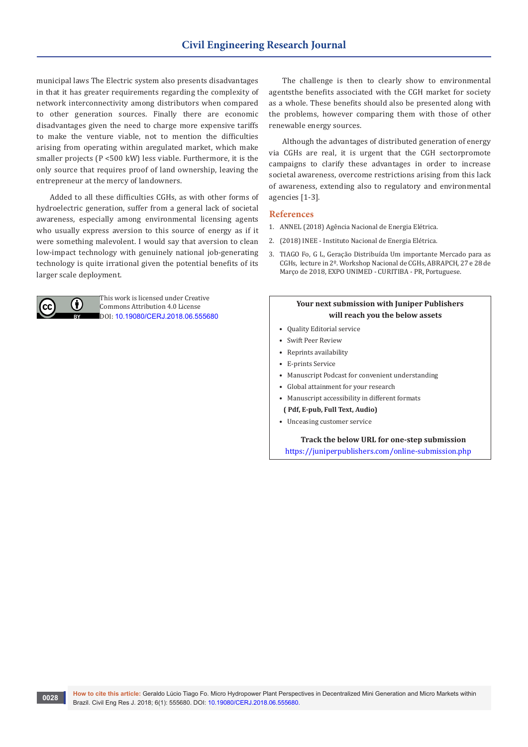municipal laws The Electric system also presents disadvantages in that it has greater requirements regarding the complexity of network interconnectivity among distributors when compared to other generation sources. Finally there are economic disadvantages given the need to charge more expensive tariffs to make the venture viable, not to mention the difficulties arising from operating within aregulated market, which make smaller projects (P <500 kW) less viable. Furthermore, it is the only source that requires proof of land ownership, leaving the entrepreneur at the mercy of landowners.

Added to all these difficulties CGHs, as with other forms of hydroelectric generation, suffer from a general lack of societal awareness, especially among environmental licensing agents who usually express aversion to this source of energy as if it were something malevolent. I would say that aversion to clean low-impact technology with genuinely national job-generating technology is quite irrational given the potential benefits of its larger scale deployment.

The challenge is then to clearly show to environmental agentsthe benefits associated with the CGH market for society as a whole. These benefits should also be presented along with the problems, however comparing them with those of other renewable energy sources.

Although the advantages of distributed generation of energy via CGHs are real, it is urgent that the CGH sectorpromote campaigns to clarify these advantages in order to increase societal awareness, overcome restrictions arising from this lack of awareness, extending also to regulatory and environmental agencies [1-3].

## References

1. ANNEL (2018) Agência Nacional de Energia Elétrica.
2. (2018) INEE - Instituto Nacional de Energia Elétrica.
3. TIAGO Fo, G L, Geração Distribuída Um importante Mercado para as CGHs, lecture in 2º. Workshop Nacional de CGHs, ABRAPCH, 27 e 28 de Março de 2018, EXPO UNIMED - CURITIBA - PR, Portuguese.

This work is licensed under Creative Commons Attribution 4.0 License
DOI: 10.19080/CERJ.2018.06.555680

**Your next submission with Juniper Publishers will reach you the below assets**

- Quality Editorial service
- Swift Peer Review
- Reprints availability
- E-prints Service
- Manuscript Podcast for convenient understanding
- Global attainment for your research
- Manuscript accessibility in different formats

**( Pdf, E-pub, Full Text, Audio)**

- Unceasing customer service

**Track the below URL for one-step submission**
https://juniperpublishers.com/online-submission.php

**How to cite this article:** Geraldo Lúcio Tiago Fo. Micro Hydropower Plant Perspectives in Decentralized Mini Generation and Micro Markets within Brazil. Civil Eng Res J. 2018; 6(1): 555680. DOI: 10.19080/CERJ.2018.06.555680.